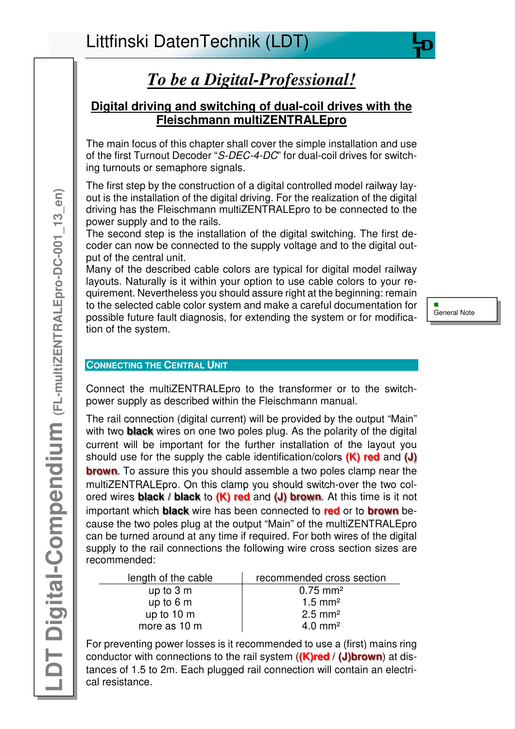# *To be a Digital-Professional!*

## Digital driving and switching of dual-coil drives with the Fleischmann multiZENTRALEpro

The main focus of this chapter shall cover the simple installation and use of the first Turnout Decoder "*S-DEC-4-DC*" for dual-coil drives for switching turnouts or semaphore signals.

The first step by the construction of a digital controlled model railway layout is the installation of the digital driving. For the realization of the digital driving has the Fleischmann multiZENTRALEpro to be connected to the power supply and to the rails.
The second step is the installation of the digital switching. The first decoder can now be connected to the supply voltage and to the digital output of the central unit.
Many of the described cable colors are typical for digital model railway layouts. Naturally is it within your option to use cable colors to your requirement. Nevertheless you should assure right at the beginning: remain to the selected cable color system and make a careful documentation for possible future fault diagnosis, for extending the system or for modification of the system.

General Note

### Connecting the Central Unit

Connect the multiZENTRALEpro to the transformer or to the switch-power supply as described within the Fleischmann manual.

The rail connection (digital current) will be provided by the output "Main" with two **black** wires on one two poles plug. As the polarity of the digital current will be important for the further installation of the layout you should use for the supply the cable identification/colors **(K) red** and **(J) brown**. To assure this you should assemble a two poles clamp near the multiZENTRALEpro. On this clamp you should switch-over the two colored wires **black** / **black** to **(K) red** and **(J) brown**. At this time is it not important which **black** wire has been connected to **red** or to **brown** because the two poles plug at the output "Main" of the multiZENTRALEpro can be turned around at any time if required. For both wires of the digital supply to the rail connections the following wire cross section sizes are recommended:

| length of the cable | recommended cross section |
|---|---|
| up to 3 m | 0.75 mm² |
| up to 6 m | 1.5 mm² |
| up to 10 m | 2.5 mm² |
| more as 10 m | 4.0 mm² |

For preventing power losses is it recommended to use a (first) mains ring conductor with connections to the rail system (**(K)red** / **(J)brown**) at distances of 1.5 to 2m. Each plugged rail connection will contain an electrical resistance.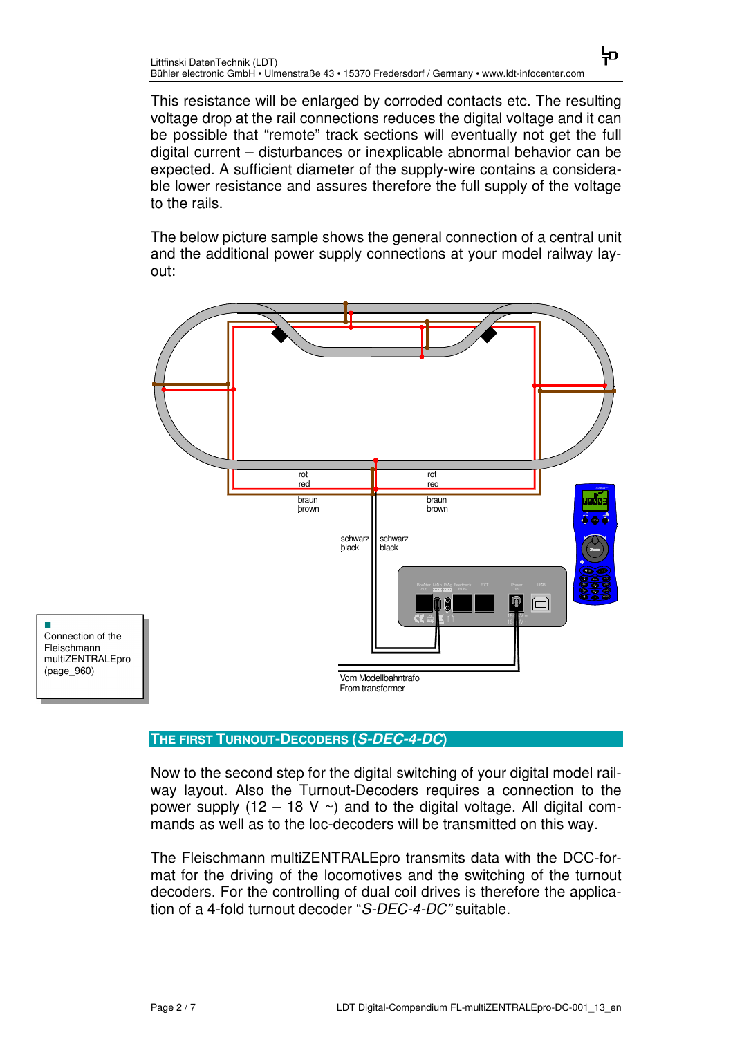This resistance will be enlarged by corroded contacts etc. The resulting voltage drop at the rail connections reduces the digital voltage and it can be possible that "remote" track sections will eventually not get the full digital current – disturbances or inexplicable abnormal behavior can be expected. A sufficient diameter of the supply-wire contains a considerable lower resistance and assures therefore the full supply of the voltage to the rails.

The below picture sample shows the general connection of a central unit and the additional power supply connections at your model railway layout:

rot
red

rot
red

braun
brown

braun
brown

schwarz
black

schwarz
black

Vom Modellbahntrafo
From transformer

Connection of the Fleischmann multiZENTRALEpro (page_960)

## THE FIRST TURNOUT-DECODERS (*S-DEC-4-DC*)

Now to the second step for the digital switching of your digital model railway layout. Also the Turnout-Decoders requires a connection to the power supply (12 – 18 V ~) and to the digital voltage. All digital commands as well as to the loc-decoders will be transmitted on this way.

The Fleischmann multiZENTRALEpro transmits data with the DCC-format for the driving of the locomotives and the switching of the turnout decoders. For the controlling of dual coil drives is therefore the application of a 4-fold turnout decoder "*S-DEC-4-DC*" suitable.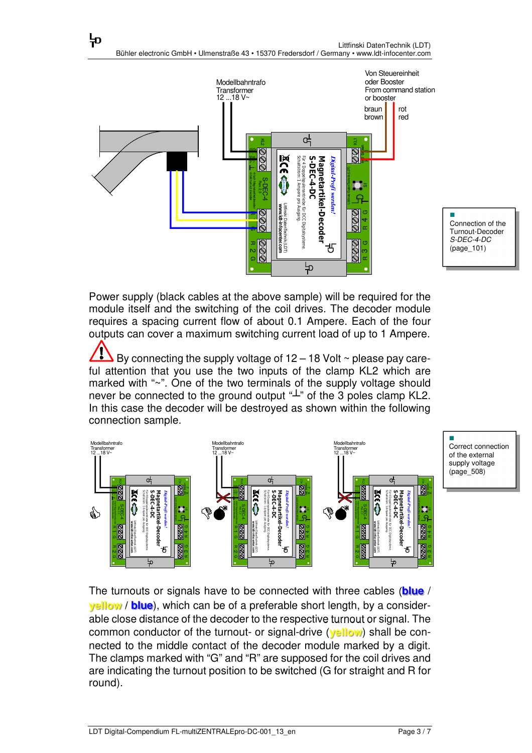Modellbahntrafo
Transformer
12 ...18 V~

Von Steuereinheit
oder Booster
From command station
or booster

braun
brown

rot
red

Connection of the Turnout-Decoder *S-DEC-4-DC* (page_101)

Power supply (black cables at the above sample) will be required for the module itself and the switching of the coil drives. The decoder module requires a spacing current flow of about 0.1 Ampere. Each of the four outputs can cover a maximum switching current load of up to 1 Ampere.

By connecting the supply voltage of 12 – 18 Volt ~ please pay careful attention that you use the two inputs of the clamp KL2 which are marked with "~". One of the two terminals of the supply voltage should never be connected to the ground output "⊥" of the 3 poles clamp KL2. In this case the decoder will be destroyed as shown within the following connection sample.

Correct connection of the external supply voltage (page_508)

The turnouts or signals have to be connected with three cables (**blue** / **yellow** / **blue**), which can be of a preferable short length, by a considerable close distance of the decoder to the respective turnout or signal. The common conductor of the turnout- or signal-drive (**yellow**) shall be connected to the middle contact of the decoder module marked by a digit. The clamps marked with "G" and "R" are supposed for the coil drives and are indicating the turnout position to be switched (G for straight and R for round).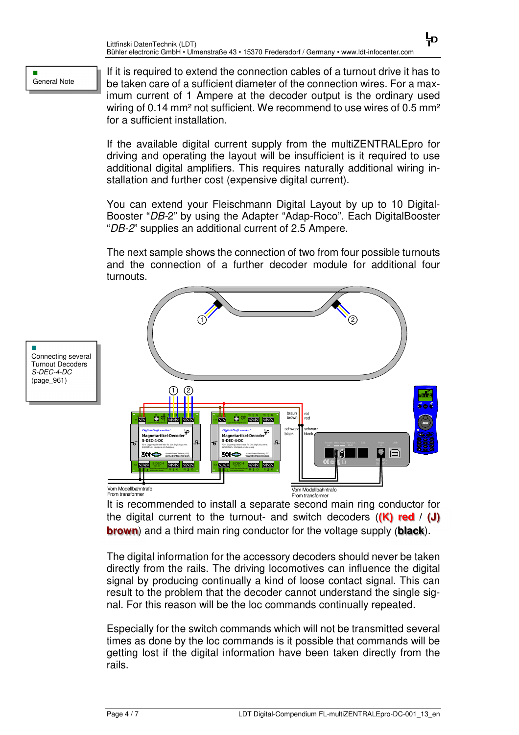**General Note**

If it is required to extend the connection cables of a turnout drive it has to be taken care of a sufficient diameter of the connection wires. For a maximum current of 1 Ampere at the decoder output is the ordinary used wiring of 0.14 mm² not sufficient. We recommend to use wires of 0.5 mm² for a sufficient installation.

If the available digital current supply from the multiZENTRALEpro for driving and operating the layout will be insufficient is it required to use additional digital amplifiers. This requires naturally additional wiring installation and further cost (expensive digital current).

You can extend your Fleischmann Digital Layout by up to 10 Digital-Booster “*DB-2*” by using the Adapter “Adap-Roco”. Each DigitalBooster “*DB-2*” supplies an additional current of 2.5 Ampere.

**Connecting several Turnout Decoders *S-DEC-4-DC* (page_961)**

The next sample shows the connection of two from four possible turnouts and the connection of a further decoder module for additional four turnouts.

Vom Modellbahntrafo
From transformer

Vom Modellbahntrafo
From transformer

It is recommended to install a separate second main ring conductor for the digital current to the turnout- and switch decoders (**(K) red** / **(J) brown**) and a third main ring conductor for the voltage supply (**black**).

The digital information for the accessory decoders should never be taken directly from the rails. The driving locomotives can influence the digital signal by producing continually a kind of loose contact signal. This can result to the problem that the decoder cannot understand the single signal. For this reason will be the loc commands continually repeated.

Especially for the switch commands which will not be transmitted several times as done by the loc commands is it possible that commands will be getting lost if the digital information have been taken directly from the rails.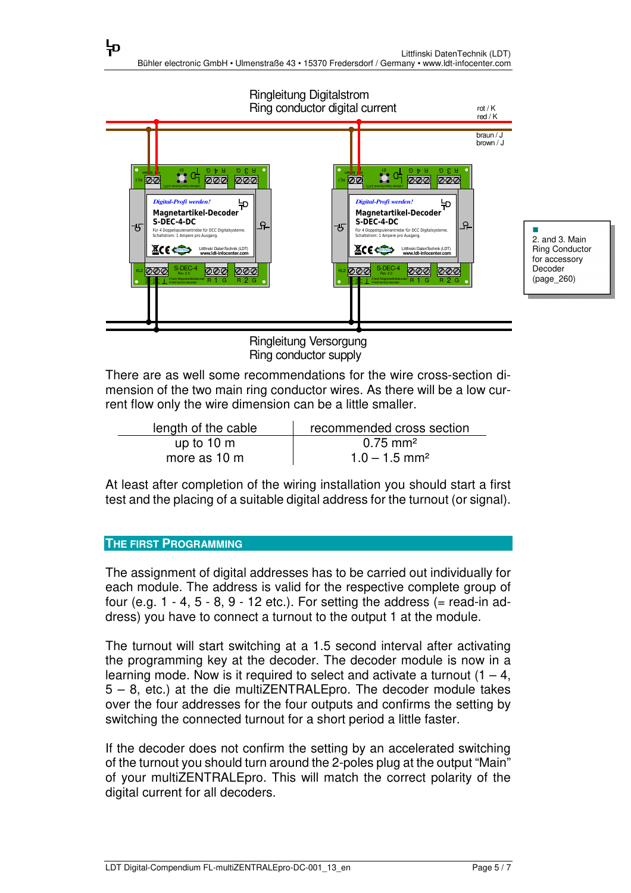Ringleitung Digitalstrom
Ring conductor digital current

rot / K
red / K

braun / J
brown / J

Ringleitung Versorgung
Ring conductor supply

2. and 3. Main Ring Conductor for accessory Decoder (page_260)

There are as well some recommendations for the wire cross-section dimension of the two main ring conductor wires. As there will be a low current flow only the wire dimension can be a little smaller.

| length of the cable | recommended cross section |
|---|---|
| up to 10 m | 0.75 mm² |
| more as 10 m | 1.0 – 1.5 mm² |

At least after completion of the wiring installation you should start a first test and the placing of a suitable digital address for the turnout (or signal).

## The first Programming

The assignment of digital addresses has to be carried out individually for each module. The address is valid for the respective complete group of four (e.g. 1 - 4, 5 - 8, 9 - 12 etc.). For setting the address (= read-in address) you have to connect a turnout to the output 1 at the module.

The turnout will start switching at a 1.5 second interval after activating the programming key at the decoder. The decoder module is now in a learning mode. Now is it required to select and activate a turnout (1 – 4, 5 – 8, etc.) at the die multiZENTRALEpro. The decoder module takes over the four addresses for the four outputs and confirms the setting by switching the connected turnout for a short period a little faster.

If the decoder does not confirm the setting by an accelerated switching of the turnout you should turn around the 2-poles plug at the output "Main" of your multiZENTRALEpro. This will match the correct polarity of the digital current for all decoders.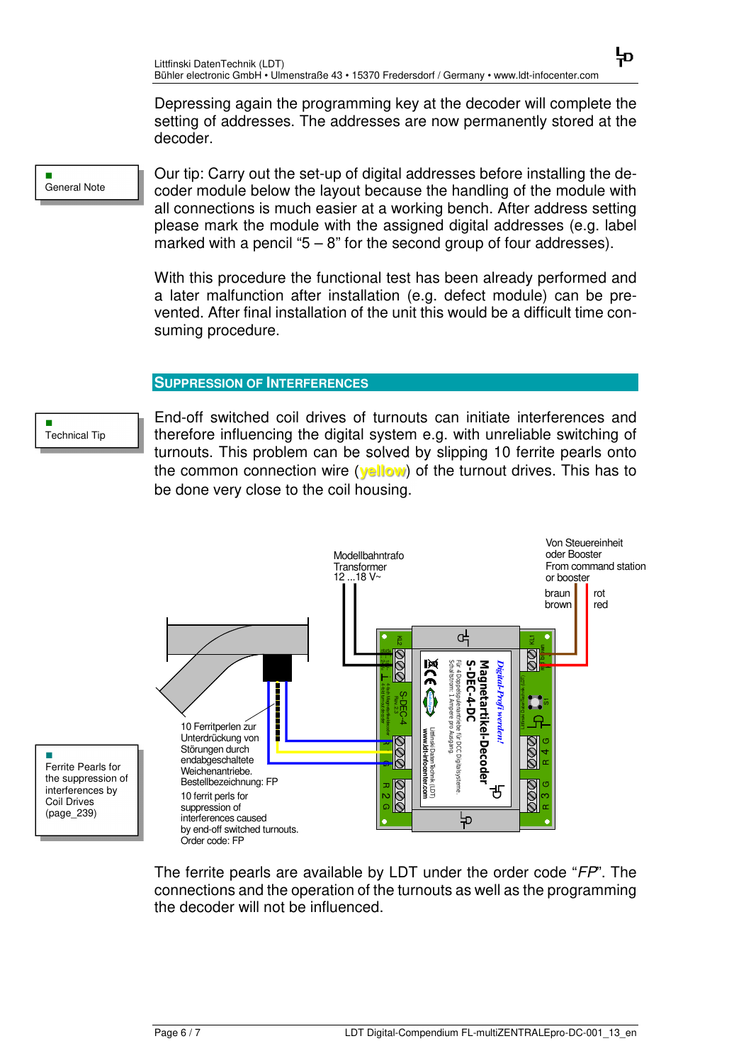Depressing again the programming key at the decoder will complete the setting of addresses. The addresses are now permanently stored at the decoder.

General Note

Our tip: Carry out the set-up of digital addresses before installing the decoder module below the layout because the handling of the module with all connections is much easier at a working bench. After address setting please mark the module with the assigned digital addresses (e.g. label marked with a pencil "5 – 8" for the second group of four addresses).

With this procedure the functional test has been already performed and a later malfunction after installation (e.g. defect module) can be prevented. After final installation of the unit this would be a difficult time consuming procedure.

## SUPPRESSION OF INTERFERENCES

Technical Tip

End-off switched coil drives of turnouts can initiate interferences and therefore influencing the digital system e.g. with unreliable switching of turnouts. This problem can be solved by slipping 10 ferrite pearls onto the common connection wire (yellow) of the turnout drives. This has to be done very close to the coil housing.

Modellbahntrafo Transformer 12 ...18 V~

Von Steuereinheit oder Booster From command station or booster

braun brown

rot red

10 Ferritperlen zur Unterdrückung von Störungen durch endabgeschaltete Weichenantriebe. Bestellbezeichnung: FP

10 ferrit perls for suppression of interferences caused by end-off switched turnouts. Order code: FP

Ferrite Pearls for the suppression of interferences by Coil Drives (page_239)

The ferrite pearls are available by LDT under the order code "*FP*". The connections and the operation of the turnouts as well as the programming the decoder will not be influenced.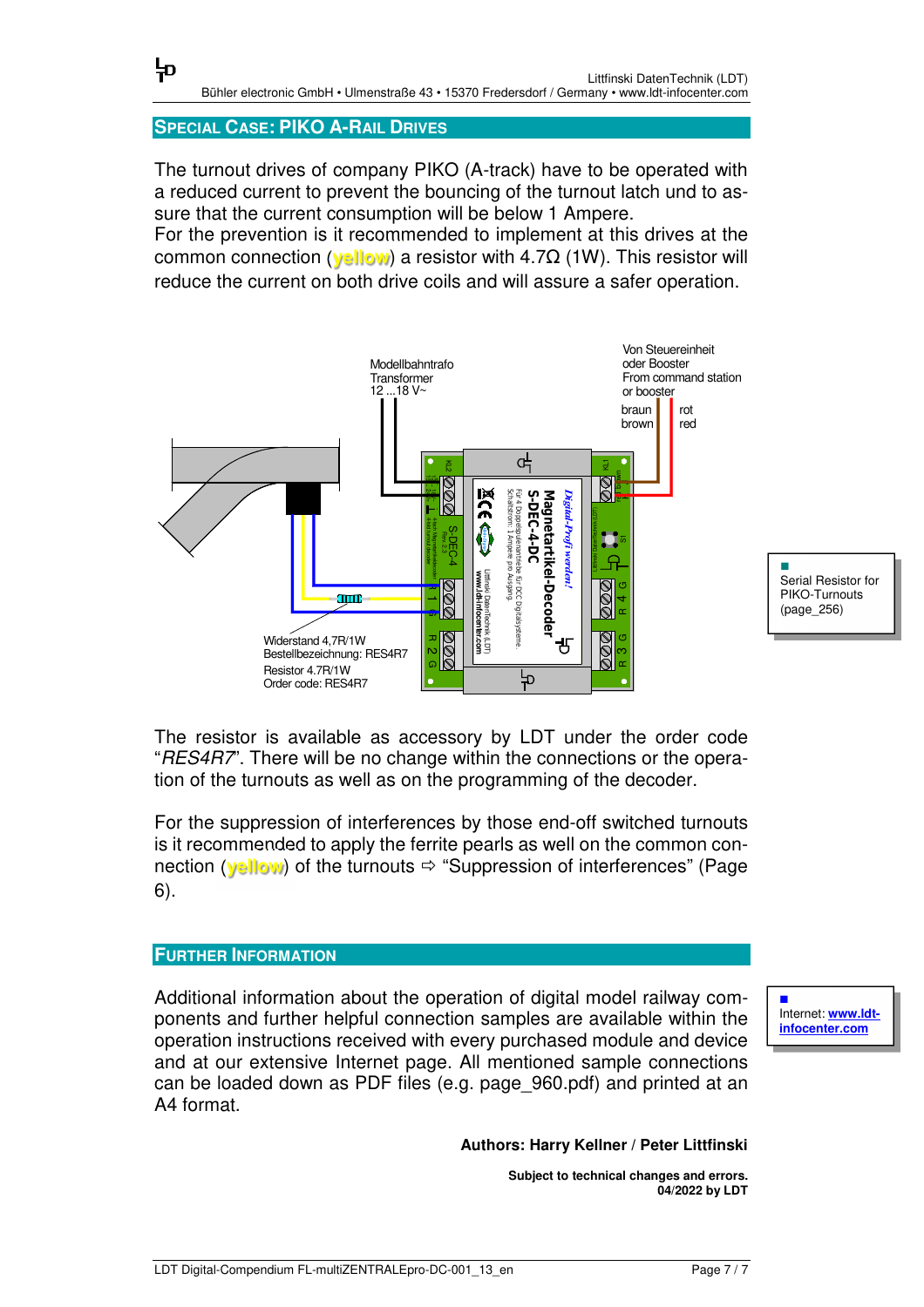## Special Case: PIKO A-Rail Drives

The turnout drives of company PIKO (A-track) have to be operated with a reduced current to prevent the bouncing of the turnout latch und to assure that the current consumption will be below 1 Ampere.
For the prevention is it recommended to implement at this drives at the common connection (yellow) a resistor with 4.7Ω (1W). This resistor will reduce the current on both drive coils and will assure a safer operation.

Modellbahntrafo
Transformer
12 ...18 V~

Von Steuereinheit
oder Booster
From command station
or booster

braun
brown

rot
red

Widerstand 4,7R/1W
Bestellbezeichnung: RES4R7
Resistor 4.7R/1W
Order code: RES4R7

Serial Resistor for PIKO-Turnouts (page_256)

The resistor is available as accessory by LDT under the order code "*RES4R7*". There will be no change within the connections or the operation of the turnouts as well as on the programming of the decoder.

For the suppression of interferences by those end-off switched turnouts is it recommended to apply the ferrite pearls as well on the common connection (yellow) of the turnouts ⇨ "Suppression of interferences" (Page 6).

## Further Information

Additional information about the operation of digital model railway components and further helpful connection samples are available within the operation instructions received with every purchased module and device and at our extensive Internet page. All mentioned sample connections can be loaded down as PDF files (e.g. page_960.pdf) and printed at an A4 format.

Internet: www.ldt-infocenter.com

**Authors: Harry Kellner / Peter Littfinski**

**Subject to technical changes and errors.**
**04/2022 by LDT**